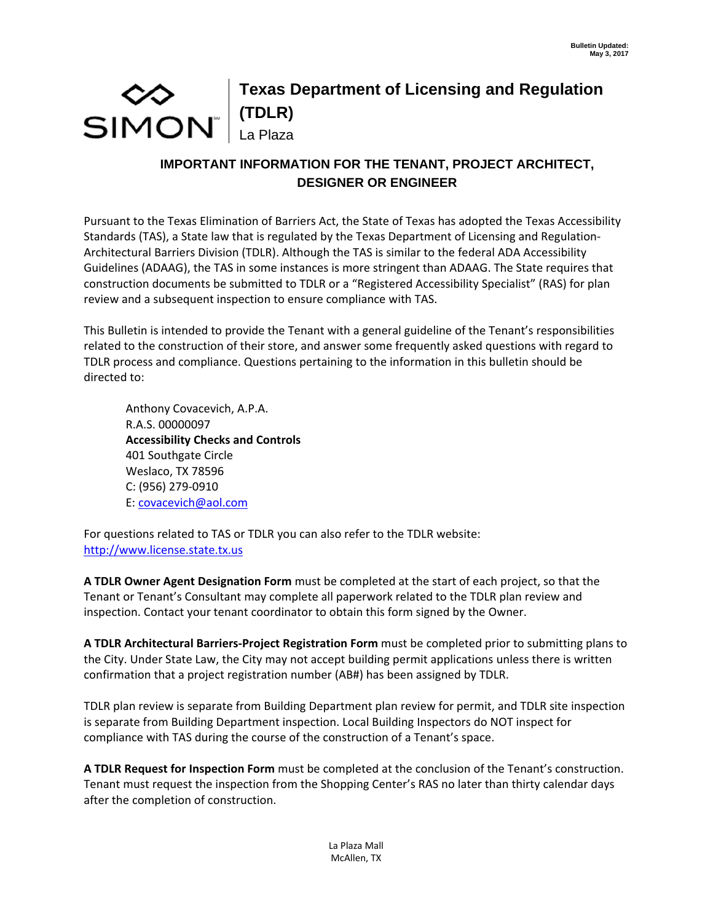Bulletin Updated:
May 3, 2017

SIMON

# Texas Department of Licensing and Regulation (TDLR)

La Plaza

## IMPORTANT INFORMATION FOR THE TENANT, PROJECT ARCHITECT, DESIGNER OR ENGINEER

Pursuant to the Texas Elimination of Barriers Act, the State of Texas has adopted the Texas Accessibility Standards (TAS), a State law that is regulated by the Texas Department of Licensing and Regulation-Architectural Barriers Division (TDLR). Although the TAS is similar to the federal ADA Accessibility Guidelines (ADAAG), the TAS in some instances is more stringent than ADAAG. The State requires that construction documents be submitted to TDLR or a "Registered Accessibility Specialist" (RAS) for plan review and a subsequent inspection to ensure compliance with TAS.

This Bulletin is intended to provide the Tenant with a general guideline of the Tenant's responsibilities related to the construction of their store, and answer some frequently asked questions with regard to TDLR process and compliance. Questions pertaining to the information in this bulletin should be directed to:

> Anthony Covacevich, A.P.A.
> R.A.S. 00000097
> **Accessibility Checks and Controls**
> 401 Southgate Circle
> Weslaco, TX 78596
> C: (956) 279-0910
> E: covacevich@aol.com

For questions related to TAS or TDLR you can also refer to the TDLR website: http://www.license.state.tx.us

**A TDLR Owner Agent Designation Form** must be completed at the start of each project, so that the Tenant or Tenant's Consultant may complete all paperwork related to the TDLR plan review and inspection. Contact your tenant coordinator to obtain this form signed by the Owner.

**A TDLR Architectural Barriers-Project Registration Form** must be completed prior to submitting plans to the City. Under State Law, the City may not accept building permit applications unless there is written confirmation that a project registration number (AB#) has been assigned by TDLR.

TDLR plan review is separate from Building Department plan review for permit, and TDLR site inspection is separate from Building Department inspection. Local Building Inspectors do NOT inspect for compliance with TAS during the course of the construction of a Tenant's space.

**A TDLR Request for Inspection Form** must be completed at the conclusion of the Tenant's construction. Tenant must request the inspection from the Shopping Center's RAS no later than thirty calendar days after the completion of construction.

La Plaza Mall
McAllen, TX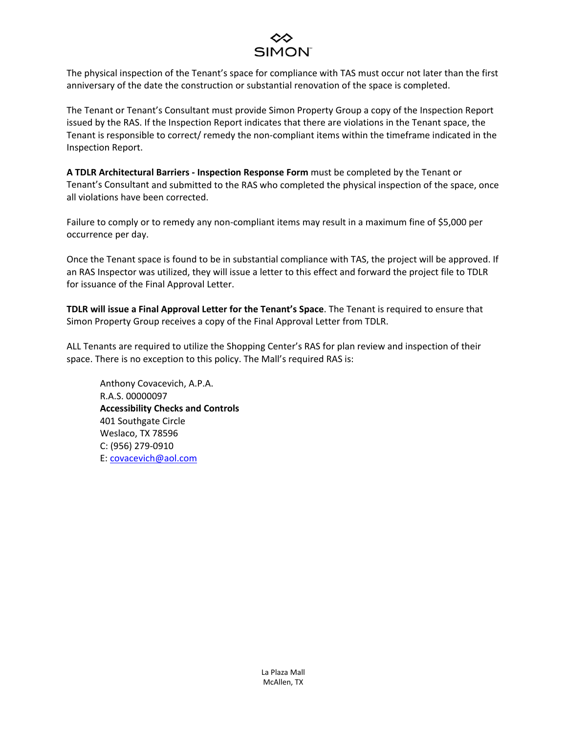The physical inspection of the Tenant's space for compliance with TAS must occur not later than the first anniversary of the date the construction or substantial renovation of the space is completed.

The Tenant or Tenant's Consultant must provide Simon Property Group a copy of the Inspection Report issued by the RAS. If the Inspection Report indicates that there are violations in the Tenant space, the Tenant is responsible to correct/ remedy the non-compliant items within the timeframe indicated in the Inspection Report.

**A TDLR Architectural Barriers - Inspection Response Form** must be completed by the Tenant or Tenant's Consultant and submitted to the RAS who completed the physical inspection of the space, once all violations have been corrected.

Failure to comply or to remedy any non-compliant items may result in a maximum fine of $5,000 per occurrence per day.

Once the Tenant space is found to be in substantial compliance with TAS, the project will be approved. If an RAS Inspector was utilized, they will issue a letter to this effect and forward the project file to TDLR for issuance of the Final Approval Letter.

**TDLR will issue a Final Approval Letter for the Tenant's Space**. The Tenant is required to ensure that Simon Property Group receives a copy of the Final Approval Letter from TDLR.

ALL Tenants are required to utilize the Shopping Center's RAS for plan review and inspection of their space. There is no exception to this policy. The Mall's required RAS is:

> Anthony Covacevich, A.P.A.
> R.A.S. 00000097
> **Accessibility Checks and Controls**
> 401 Southgate Circle
> Weslaco, TX 78596
> C: (956) 279-0910
> E: covacevich@aol.com